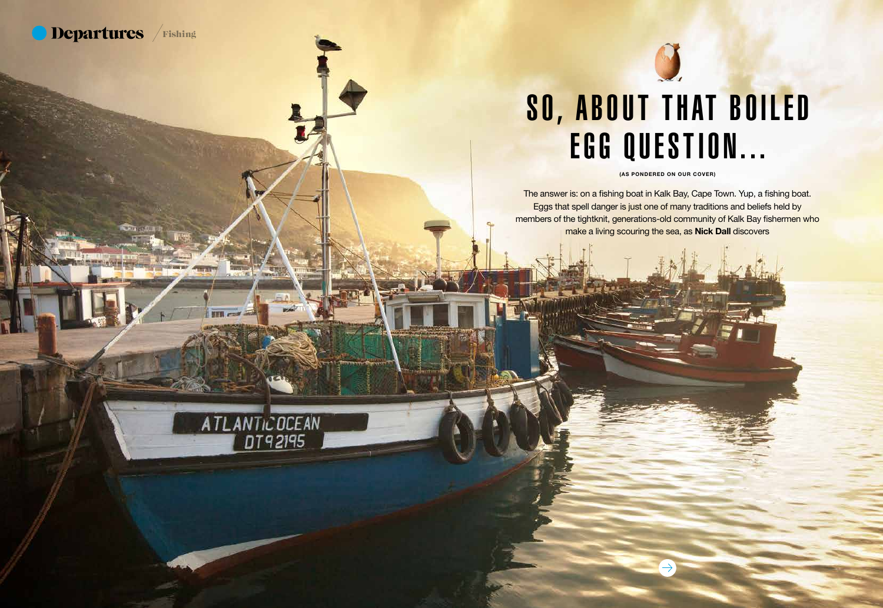# SO, ABOUT THAT BOILED EGG QUESTION...

(AS PONDERED ON OUR COVER)

The answer is: on a fishing boat in Kalk Bay, Cape Town. Yup, a fishing boat. Eggs that spell danger is just one of many traditions and beliefs held by members of the tightknit, generations-old community of Kalk Bay fishermen who make a living scouring the sea, as **Nick Dall** discovers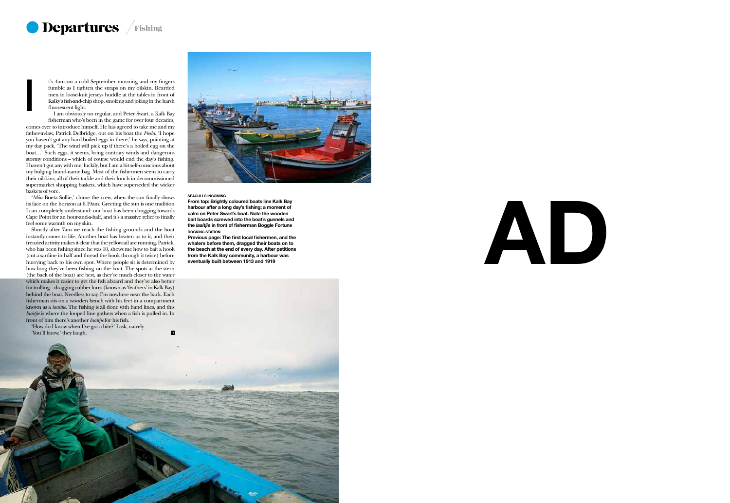It's 4am on a cold September morning and my fingers fumble as I tighten the straps on my oilskin. Bearded men in loose-knit jerseys huddle at the tables in front of Kalky's fish-and-chip shop, smoking and joking in the harsh fluorescent light.

I am obviously no regular, and Peter Swart, a Kalk Bay fisherman who's been in the game for over four decades, comes over to introduce himself. He has agreed to take me and my father-in-law, Patrick Delbridge, out on his boat the *Freda*. 'I hope you haven't got any hard-boiled eggs in there,' he says, pointing at my day pack. 'The wind will pick up if there's a boiled egg on the boat…' Such eggs, it seems, bring contrary winds and dangerous stormy conditions – which of course would end the day's fishing. I haven't got any with me, luckily, but I am a bit self-conscious about my bulging brand-name bag. Most of the fishermen seem to carry their oilskins, all of their tackle and their lunch in decommissioned supermarket shopping baskets, which have superseded the wicker baskets of yore.

'*Môre* Boeta Sollie,' chime the crew, when the sun finally shows its face on the horizon at 6.19am. Greeting the sun is one tradition I can completely understand: our boat has been chugging towards Cape Point for an hour-and-a-half, and it's a massive relief to finally feel some warmth on my skin.

Shortly after 7am we reach the fishing grounds and the boat instantly comes to life. Another boat has beaten us to it, and their frenzied activity makes it clear that the yellowtail are running. Patrick, who has been fishing since he was 10, shows me how to bait a hook (cut a sardine in half and thread the hook through it twice) before hurrying back to his own spot. Where people sit is determined by how long they've been fishing on the boat. The spots at the stern (the back of the boat) are best, as they're much closer to the water which makes it easier to get the fish aboard and they're also better for trolling – dragging rubber lures (known as 'feathers' in Kalk Bay) behind the boat. Needless to say, I'm nowhere near the back. Each fisherman sits on a wooden bench with his feet in a compartment known as a *laaitjie*. The fishing is all done with hand lines, and this *laaitjie* is where the looped line gathers when a fish is pulled in. In front of him there's another *laaitjie* for his fish.

'How do I know when I've got a bite?' I ask, naively.

'You'll know,' they laugh.

**SEAGULLS INCOMING**

**From top: Brightly coloured boats line Kalk Bay harbour after a long day's fishing; a moment of calm on Peter Swart's boat. Note the wooden bait boards screwed into the boat's gunnels and the *laaitjie* in front of fisherman Boggle Fortune**

**DOCKING STATION**

**Previous page: The first local fishermen, and the whalers before them, dragged their boats on to the beach at the end of every day. After petitions from the Kalk Bay community, a harbour was eventually built between 1913 and 1919**

AD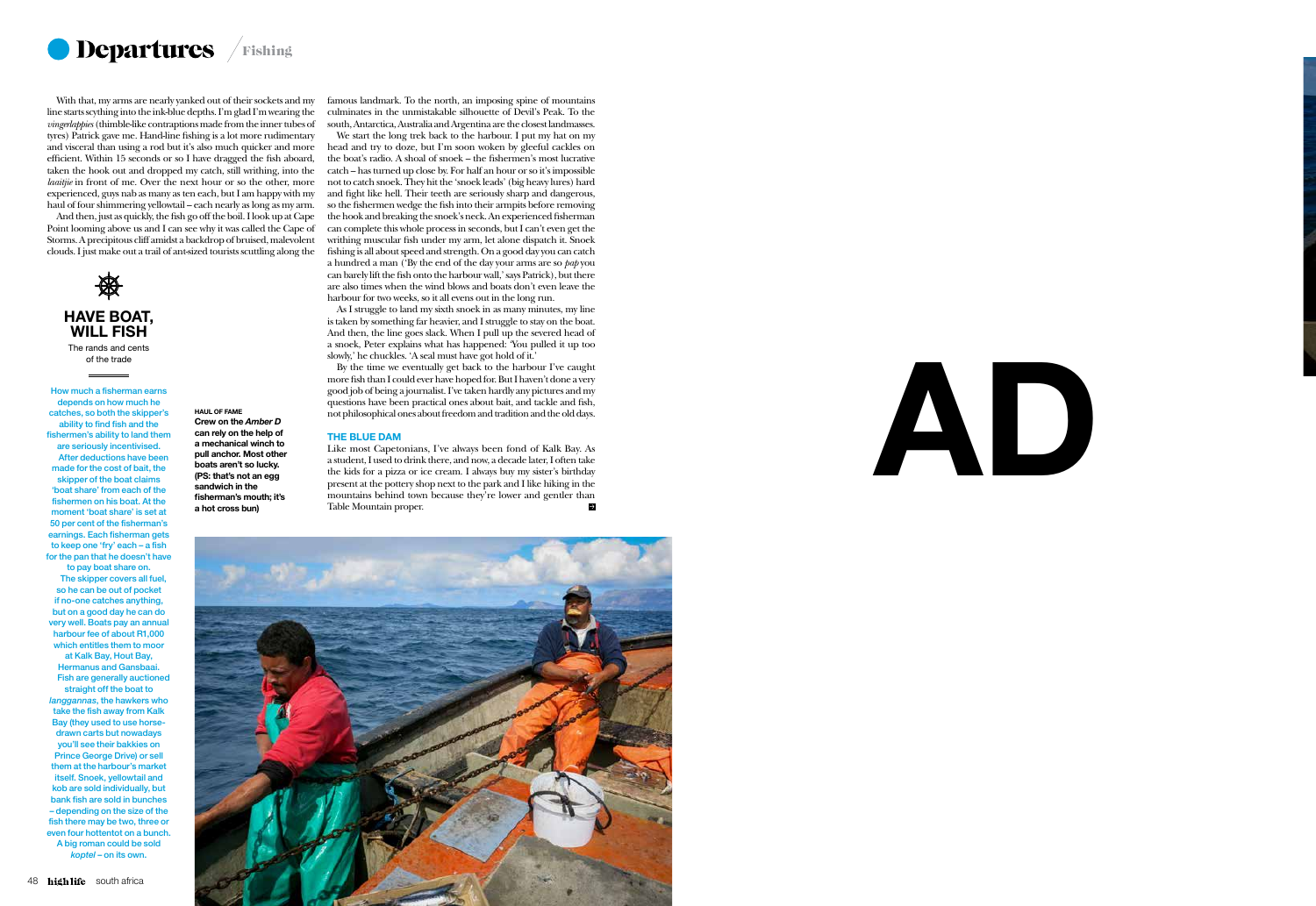With that, my arms are nearly yanked out of their sockets and my line starts scything into the ink-blue depths. I'm glad I'm wearing the *vingerlappies* (thimble-like contraptions made from the inner tubes of tyres) Patrick gave me. Hand-line fishing is a lot more rudimentary and visceral than using a rod but it's also much quicker and more efficient. Within 15 seconds or so I have dragged the fish aboard, taken the hook out and dropped my catch, still writhing, into the *laaitjie* in front of me. Over the next hour or so the other, more experienced, guys nab as many as ten each, but I am happy with my haul of four shimmering yellowtail – each nearly as long as my arm.

And then, just as quickly, the fish go off the boil. I look up at Cape Point looming above us and I can see why it was called the Cape of Storms. A precipitous cliff amidst a backdrop of bruised, malevolent clouds. I just make out a trail of ant-sized tourists scuttling along the famous landmark. To the north, an imposing spine of mountains culminates in the unmistakable silhouette of Devil's Peak. To the south, Antarctica, Australia and Argentina are the closest landmasses.

We start the long trek back to the harbour. I put my hat on my head and try to doze, but I'm soon woken by gleeful cackles on the boat's radio. A shoal of snoek – the fishermen's most lucrative catch – has turned up close by. For half an hour or so it's impossible not to catch snoek. They hit the 'snoek leads' (big heavy lures) hard and fight like hell. Their teeth are seriously sharp and dangerous, so the fishermen wedge the fish into their armpits before removing the hook and breaking the snoek's neck. An experienced fisherman can complete this whole process in seconds, but I can't even get the writhing muscular fish under my arm, let alone dispatch it. Snoek fishing is all about speed and strength. On a good day you can catch a hundred a man ('By the end of the day your arms are so *pap* you can barely lift the fish onto the harbour wall,' says Patrick), but there are also times when the wind blows and boats don't even leave the harbour for two weeks, so it all evens out in the long run.

As I struggle to land my sixth snoek in as many minutes, my line is taken by something far heavier, and I struggle to stay on the boat. And then, the line goes slack. When I pull up the severed head of a snoek, Peter explains what has happened: 'You pulled it up too slowly,' he chuckles. 'A seal must have got hold of it.'

By the time we eventually get back to the harbour I've caught more fish than I could ever have hoped for. But I haven't done a very good job of being a journalist. I've taken hardly any pictures and my questions have been practical ones about bait, and tackle and fish, not philosophical ones about freedom and tradition and the old days.

### THE BLUE DAM

Like most Capetonians, I've always been fond of Kalk Bay. As a student, I used to drink there, and now, a decade later, I often take the kids for a pizza or ice cream. I always buy my sister's birthday present at the pottery shop next to the park and I like hiking in the mountains behind town because they're lower and gentler than Table Mountain proper.

## HAVE BOAT, WILL FISH

The rands and cents of the trade

How much a fisherman earns depends on how much he catches, so both the skipper's ability to find fish and the fishermen's ability to land them are seriously incentivised.

After deductions have been made for the cost of bait, the skipper of the boat claims 'boat share' from each of the fishermen on his boat. At the moment 'boat share' is set at 50 per cent of the fisherman's earnings. Each fisherman gets to keep one 'fry' each – a fish for the pan that he doesn't have to pay boat share on.

The skipper covers all fuel, so he can be out of pocket if no-one catches anything, but on a good day he can do very well. Boats pay an annual harbour fee of about R1,000 which entitles them to moor at Kalk Bay, Hout Bay, Hermanus and Gansbaai.

Fish are generally auctioned straight off the boat to *langgannas*, the hawkers who take the fish away from Kalk Bay (they used to use horse-drawn carts but nowadays you'll see their bakkies on Prince George Drive) or sell them at the harbour's market itself. Snoek, yellowtail and kob are sold individually, but bank fish are sold in bunches – depending on the size of the fish there may be two, three or even four hottentot on a bunch. A big roman could be sold *koptel* – on its own.

**HAUL OF FAME**
**Crew on the *Amber D* can rely on the help of a mechanical winch to pull anchor. Most other boats aren't so lucky. (PS: that's not an egg sandwich in the fisherman's mouth; it's a hot cross bun)**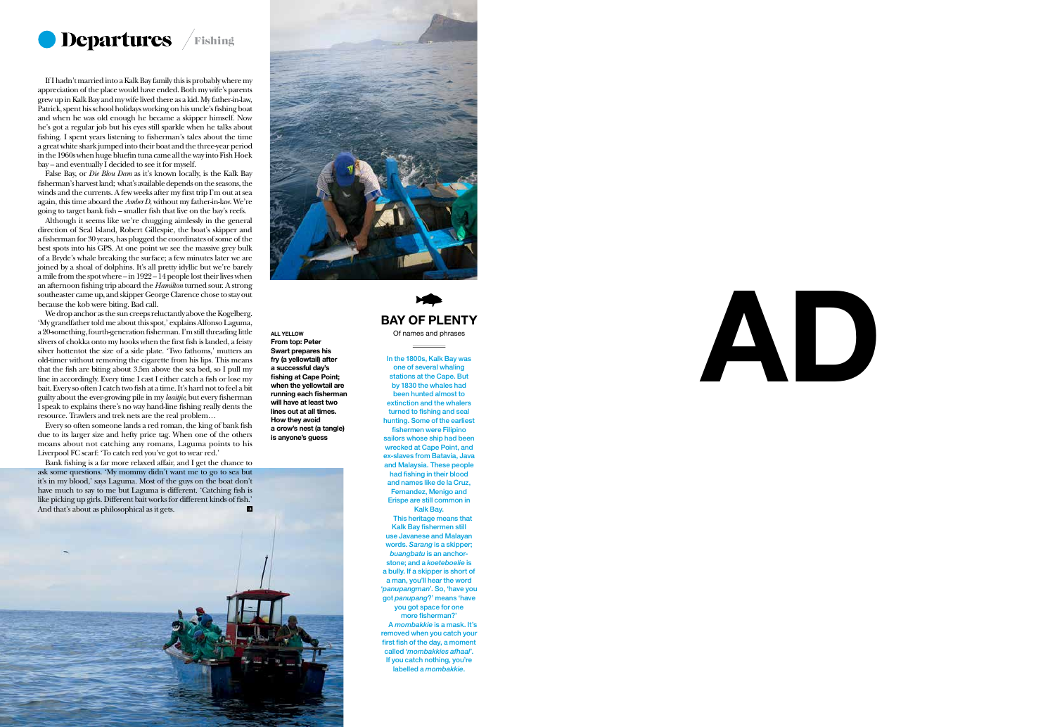If I hadn't married into a Kalk Bay family this is probably where my appreciation of the place would have ended. Both my wife's parents grew up in Kalk Bay and my wife lived there as a kid. My father-in-law, Patrick, spent his school holidays working on his uncle's fishing boat and when he was old enough he became a skipper himself. Now he's got a regular job but his eyes still sparkle when he talks about fishing. I spent years listening to fisherman's tales about the time a great white shark jumped into their boat and the three-year period in the 1960s when huge bluefin tuna came all the way into Fish Hoek bay – and eventually I decided to see it for myself.

False Bay, or *Die Blou Dam* as it's known locally, is the Kalk Bay fisherman's harvest land; what's available depends on the seasons, the winds and the currents. A few weeks after my first trip I'm out at sea again, this time aboard the *Amber D*, without my father-in-law. We're going to target bank fish – smaller fish that live on the bay's reefs.

Although it seems like we're chugging aimlessly in the general direction of Seal Island, Robert Gillespie, the boat's skipper and a fisherman for 30 years, has plugged the coordinates of some of the best spots into his GPS. At one point we see the massive grey bulk of a Bryde's whale breaking the surface; a few minutes later we are joined by a shoal of dolphins. It's all pretty idyllic but we're barely a mile from the spot where – in 1922 – 14 people lost their lives when an afternoon fishing trip aboard the *Hamilton* turned sour. A strong southeaster came up, and skipper George Clarence chose to stay out because the kob were biting. Bad call.

We drop anchor as the sun creeps reluctantly above the Kogelberg. 'My grandfather told me about this spot,' explains Alfonso Laguma, a 20-something, fourth-generation fisherman. I'm still threading little slivers of chokka onto my hooks when the first fish is landed, a feisty silver hottentot the size of a side plate. 'Two fathoms,' mutters an old-timer without removing the cigarette from his lips. This means that the fish are biting about 3.5m above the sea bed, so I pull my line in accordingly. Every time I cast I either catch a fish or lose my bait. Every so often I catch two fish at a time. It's hard not to feel a bit guilty about the ever-growing pile in my *laaitjie*, but every fisherman I speak to explains there's no way hand-line fishing really dents the resource. Trawlers and trek nets are the real problem…

Every so often someone lands a red roman, the king of bank fish due to its larger size and hefty price tag. When one of the others moans about not catching any romans, Laguma points to his Liverpool FC scarf: 'To catch red you've got to wear red.'

Bank fishing is a far more relaxed affair, and I get the chance to ask some questions. 'My mommy didn't want me to go to sea but it's in my blood,' says Laguma. Most of the guys on the boat don't have much to say to me but Laguma is different. 'Catching fish is like picking up girls. Different bait works for different kinds of fish.' And that's about as philosophical as it gets.

**ALL YELLOW**
**From top: Peter Swart prepares his fry (a yellowtail) after a successful day's fishing at Cape Point; when the yellowtail are running each fisherman will have at least two lines out at all times. How they avoid a crow's nest (a tangle) is anyone's guess**

## BAY OF PLENTY

Of names and phrases

In the 1800s, Kalk Bay was one of several whaling stations at the Cape. But by 1830 the whales had been hunted almost to extinction and the whalers turned to fishing and seal hunting. Some of the earliest fishermen were Filipino sailors whose ship had been wrecked at Cape Point, and ex-slaves from Batavia, Java and Malaysia. These people had fishing in their blood and names like de la Cruz, Fernandez, Menigo and Erispe are still common in Kalk Bay.

This heritage means that Kalk Bay fishermen still use Javanese and Malayan words. *Sarang* is a skipper; *buangbatu* is an anchor-stone; and a *koeteboelie* is a bully. If a skipper is short of a man, you'll hear the word '*panupangman*'. So, 'have you got *panupang*?' means 'have you got space for one more fisherman?'

A *mombakkie* is a mask. It's removed when you catch your first fish of the day, a moment called '*mombakkies afhaal*'. If you catch nothing, you're labelled a *mombakkie*.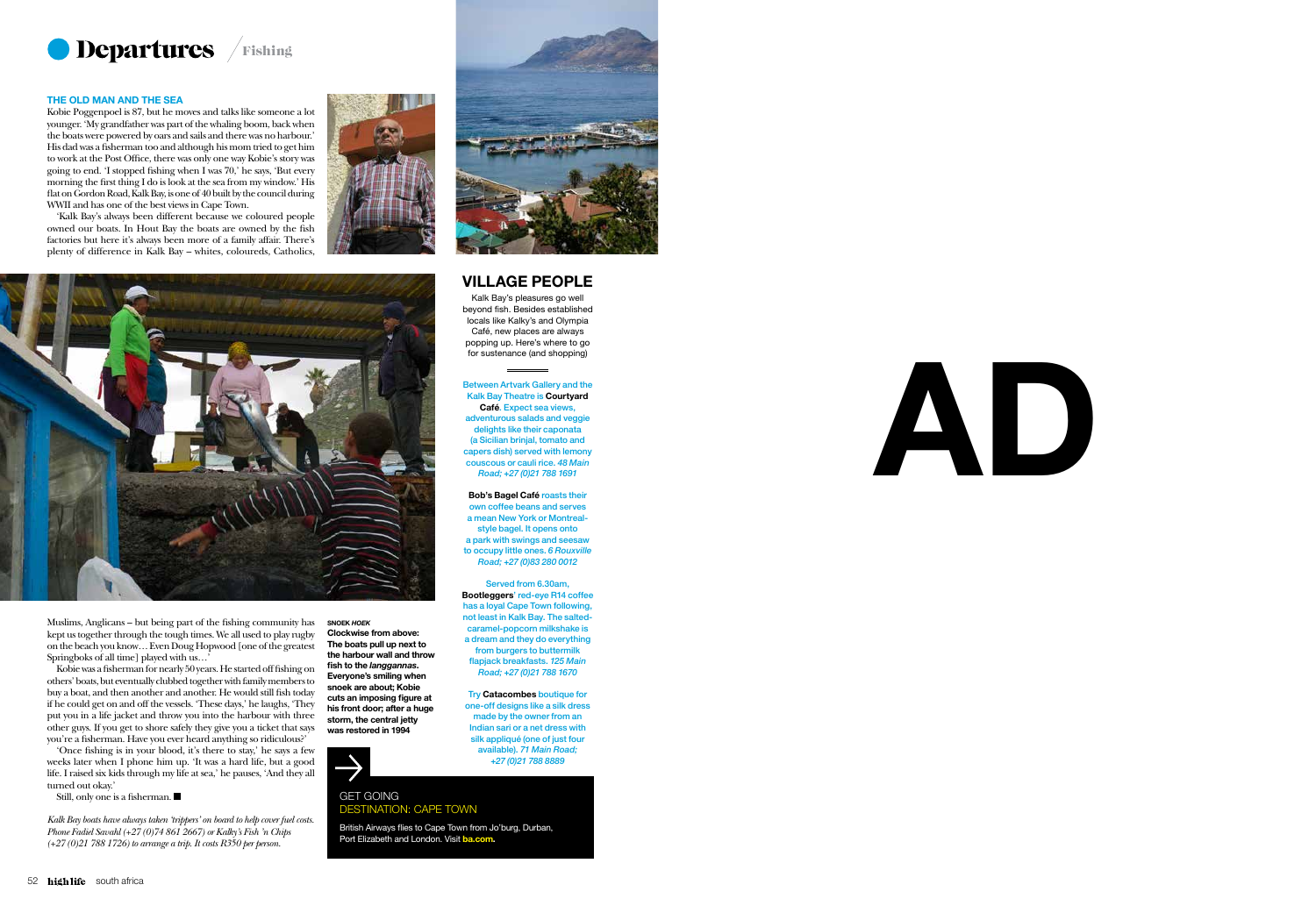# Departures / Fishing

### THE OLD MAN AND THE SEA

Kobie Poggenpoel is 87, but he moves and talks like someone a lot younger. 'My grandfather was part of the whaling boom, back when the boats were powered by oars and sails and there was no harbour.' His dad was a fisherman too and although his mom tried to get him to work at the Post Office, there was only one way Kobie's story was going to end. 'I stopped fishing when I was 70,' he says, 'But every morning the first thing I do is look at the sea from my window.' His flat on Gordon Road, Kalk Bay, is one of 40 built by the council during WWII and has one of the best views in Cape Town.

'Kalk Bay's always been different because we coloured people owned our boats. In Hout Bay the boats are owned by the fish factories but here it's always been more of a family affair. There's plenty of difference in Kalk Bay – whites, coloureds, Catholics, Muslims, Anglicans – but being part of the fishing community has kept us together through the tough times. We all used to play rugby on the beach you know… Even Doug Hopwood [one of the greatest Springboks of all time] played with us…'

Kobie was a fisherman for nearly 50 years. He started off fishing on others' boats, but eventually clubbed together with family members to buy a boat, and then another and another. He would still fish today if he could get on and off the vessels. 'These days,' he laughs, 'They put you in a life jacket and throw you into the harbour with three other guys. If you get to shore safely they give you a ticket that says you're a fisherman. Have you ever heard anything so ridiculous?'

'Once fishing is in your blood, it's there to stay,' he says a few weeks later when I phone him up. 'It was a hard life, but a good life. I raised six kids through my life at sea,' he pauses, 'And they all turned out okay.'

Still, only one is a fisherman. ■

*Kalk Bay boats have always taken 'trippers' on board to help cover fuel costs. Phone Fadiel Savahl (+27 (0)74 861 2667) or Kalky's Fish 'n Chips (+27 (0)21 788 1726) to arrange a trip. It costs R350 per person.*

**SNOEK *HOEK***
**Clockwise from above: The boats pull up next to the harbour wall and throw fish to the *langgannas*. Everyone's smiling when snoek are about; Kobie cuts an imposing figure at his front door; after a huge storm, the central jetty was restored in 1994**

## VILLAGE PEOPLE

Kalk Bay's pleasures go well beyond fish. Besides established locals like Kalky's and Olympia Café, new places are always popping up. Here's where to go for sustenance (and shopping)

Between Artvark Gallery and the Kalk Bay Theatre is **Courtyard Café**. Expect sea views, adventurous salads and veggie delights like their caponata (a Sicilian brinjal, tomato and capers dish) served with lemony couscous or cauli rice. *48 Main Road; +27 (0)21 788 1691*

**Bob's Bagel Café** roasts their own coffee beans and serves a mean New York or Montreal-style bagel. It opens onto a park with swings and seesaw to occupy little ones. *6 Rouxville Road; +27 (0)83 280 0012*

Served from 6.30am, **Bootleggers**' red-eye R14 coffee has a loyal Cape Town following, not least in Kalk Bay. The salted-caramel-popcorn milkshake is a dream and they do everything from burgers to buttermilk flapjack breakfasts. *125 Main Road; +27 (0)21 788 1670*

Try **Catacombes** boutique for one-off designs like a silk dress made by the owner from an Indian sari or a net dress with silk appliqué (one of just four available). *71 Main Road; +27 (0)21 788 8889*

GET GOING
DESTINATION: CAPE TOWN

British Airways flies to Cape Town from Jo'burg, Durban, Port Elizabeth and London. Visit **ba.com.**

AD